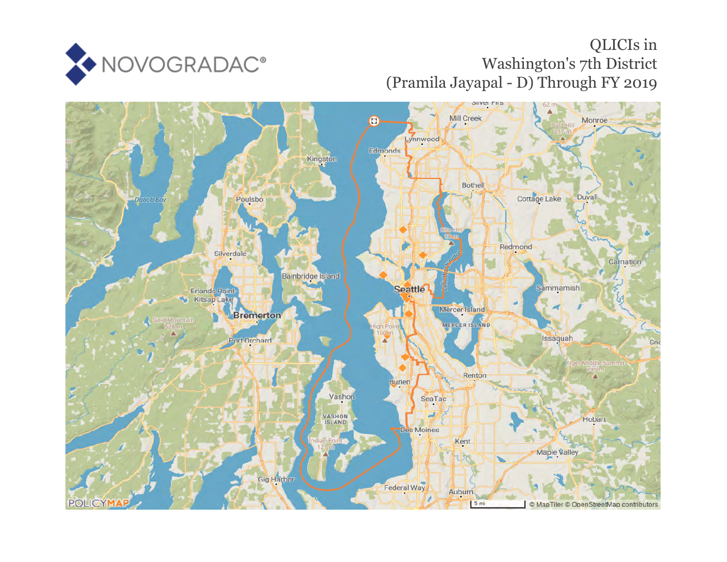NOVOGRADAC®

# QLICIs in Washington's 7th District (Pramila Jayapal - D) Through FY 2019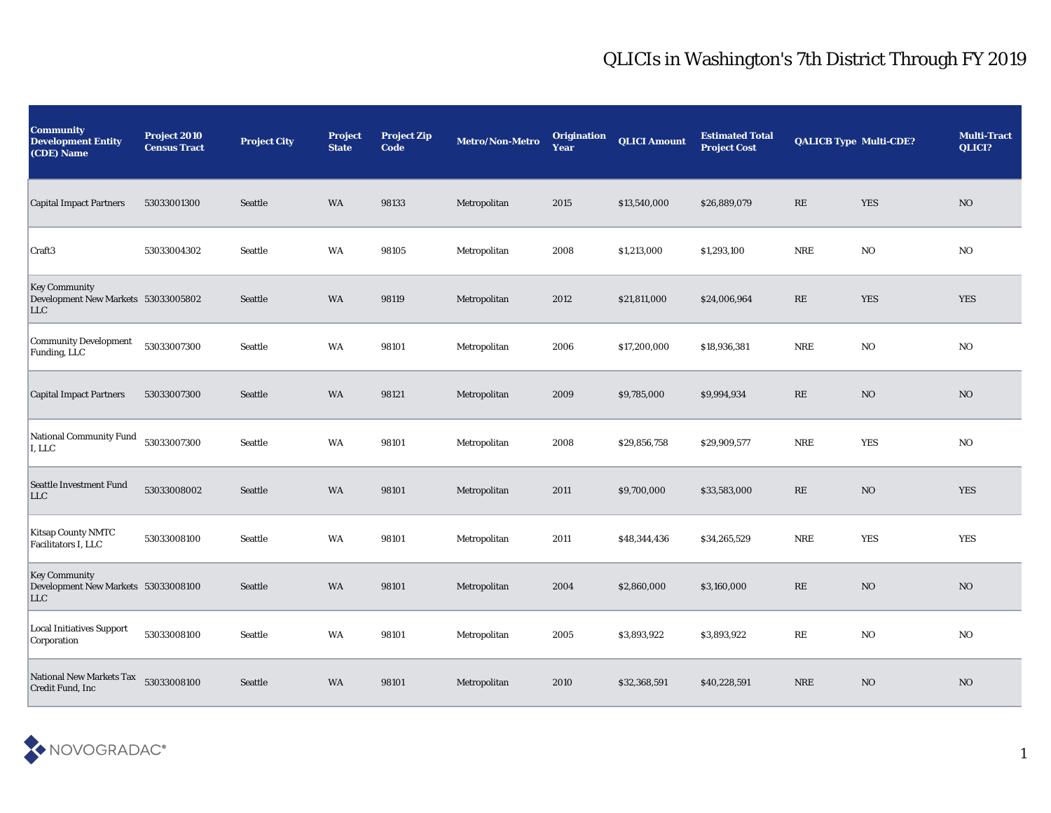# QLICIs in Washington's 7th District Through FY 2019

| Community Development Entity (CDE) Name | Project 2010 Census Tract | Project City | Project State | Project Zip Code | Metro/Non-Metro | Origination Year | QLICI Amount | Estimated Total Project Cost | QALICB Type | Multi-CDE? | Multi-Tract QLICI? |
|---|---|---|---|---|---|---|---|---|---|---|---|
| Capital Impact Partners | 53033001300 | Seattle | WA | 98133 | Metropolitan | 2015 | $13,540,000 | $26,889,079 | RE | YES | NO |
| Craft3 | 53033004302 | Seattle | WA | 98105 | Metropolitan | 2008 | $1,213,000 | $1,293,100 | NRE | NO | NO |
| Key Community Development New Markets LLC | 53033005802 | Seattle | WA | 98119 | Metropolitan | 2012 | $21,811,000 | $24,006,964 | RE | YES | YES |
| Community Development Funding, LLC | 53033007300 | Seattle | WA | 98101 | Metropolitan | 2006 | $17,200,000 | $18,936,381 | NRE | NO | NO |
| Capital Impact Partners | 53033007300 | Seattle | WA | 98121 | Metropolitan | 2009 | $9,785,000 | $9,994,934 | RE | NO | NO |
| National Community Fund I, LLC | 53033007300 | Seattle | WA | 98101 | Metropolitan | 2008 | $29,856,758 | $29,909,577 | NRE | YES | NO |
| Seattle Investment Fund LLC | 53033008002 | Seattle | WA | 98101 | Metropolitan | 2011 | $9,700,000 | $33,583,000 | RE | NO | YES |
| Kitsap County NMTC Facilitators I, LLC | 53033008100 | Seattle | WA | 98101 | Metropolitan | 2011 | $48,344,436 | $34,265,529 | NRE | YES | YES |
| Key Community Development New Markets LLC | 53033008100 | Seattle | WA | 98101 | Metropolitan | 2004 | $2,860,000 | $3,160,000 | RE | NO | NO |
| Local Initiatives Support Corporation | 53033008100 | Seattle | WA | 98101 | Metropolitan | 2005 | $3,893,922 | $3,893,922 | RE | NO | NO |
| National New Markets Tax Credit Fund, Inc | 53033008100 | Seattle | WA | 98101 | Metropolitan | 2010 | $32,368,591 | $40,228,591 | NRE | NO | NO |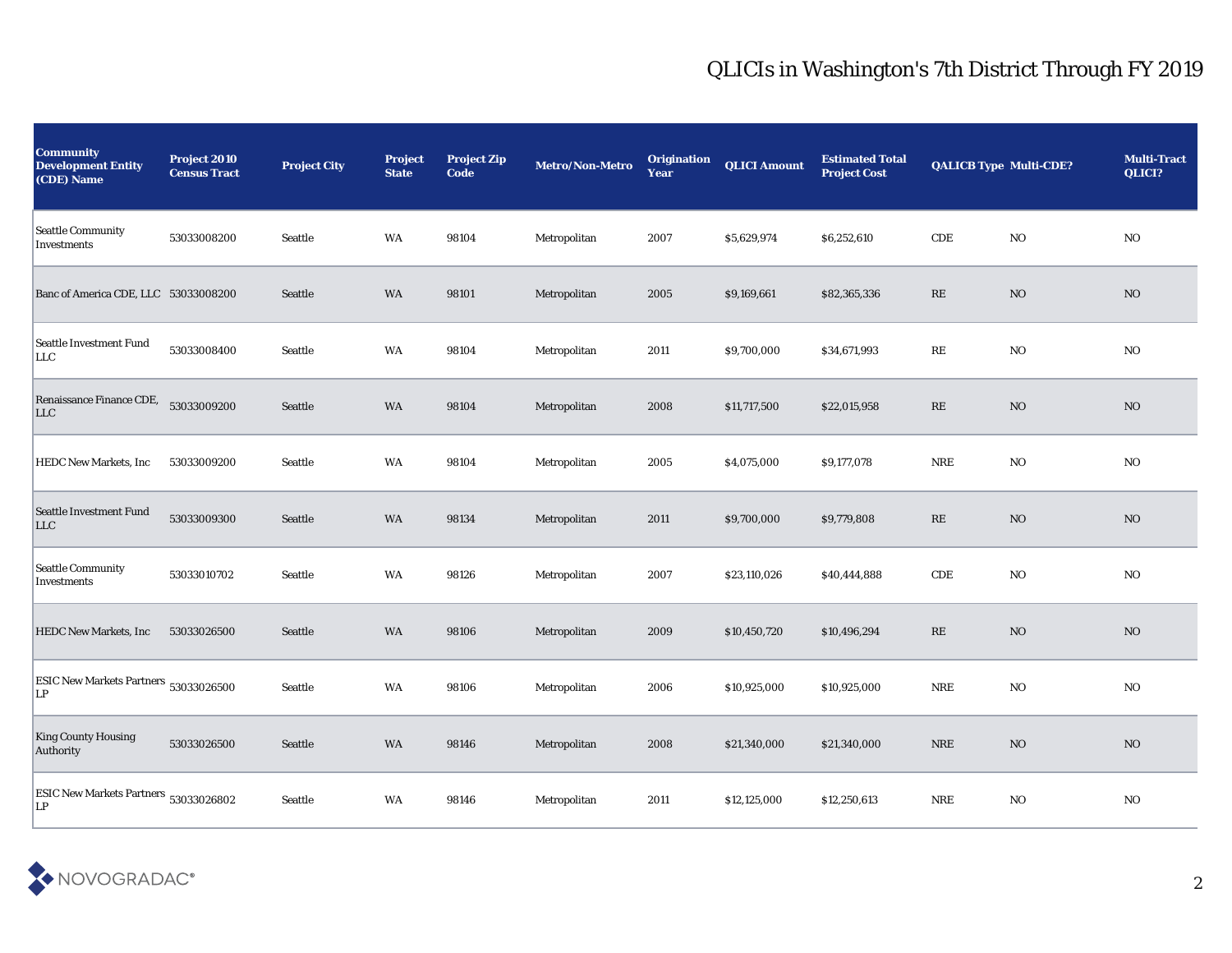# QLICIs in Washington's 7th District Through FY 2019

| Community Development Entity (CDE) Name | Project 2010 Census Tract | Project City | Project State | Project Zip Code | Metro/Non-Metro | Origination Year | QLICI Amount | Estimated Total Project Cost | QALICB Type | Multi-CDE? | Multi-Tract QLICI? |
|---|---|---|---|---|---|---|---|---|---|---|---|
| Seattle Community Investments | 53033008200 | Seattle | WA | 98104 | Metropolitan | 2007 | $5,629,974 | $6,252,610 | CDE | NO | NO |
| Banc of America CDE, LLC | 53033008200 | Seattle | WA | 98101 | Metropolitan | 2005 | $9,169,661 | $82,365,336 | RE | NO | NO |
| Seattle Investment Fund LLC | 53033008400 | Seattle | WA | 98104 | Metropolitan | 2011 | $9,700,000 | $34,671,993 | RE | NO | NO |
| Renaissance Finance CDE, LLC | 53033009200 | Seattle | WA | 98104 | Metropolitan | 2008 | $11,717,500 | $22,015,958 | RE | NO | NO |
| HEDC New Markets, Inc | 53033009200 | Seattle | WA | 98104 | Metropolitan | 2005 | $4,075,000 | $9,177,078 | NRE | NO | NO |
| Seattle Investment Fund LLC | 53033009300 | Seattle | WA | 98134 | Metropolitan | 2011 | $9,700,000 | $9,779,808 | RE | NO | NO |
| Seattle Community Investments | 53033010702 | Seattle | WA | 98126 | Metropolitan | 2007 | $23,110,026 | $40,444,888 | CDE | NO | NO |
| HEDC New Markets, Inc | 53033026500 | Seattle | WA | 98106 | Metropolitan | 2009 | $10,450,720 | $10,496,294 | RE | NO | NO |
| ESIC New Markets Partners LP | 53033026500 | Seattle | WA | 98106 | Metropolitan | 2006 | $10,925,000 | $10,925,000 | NRE | NO | NO |
| King County Housing Authority | 53033026500 | Seattle | WA | 98146 | Metropolitan | 2008 | $21,340,000 | $21,340,000 | NRE | NO | NO |
| ESIC New Markets Partners LP | 53033026802 | Seattle | WA | 98146 | Metropolitan | 2011 | $12,125,000 | $12,250,613 | NRE | NO | NO |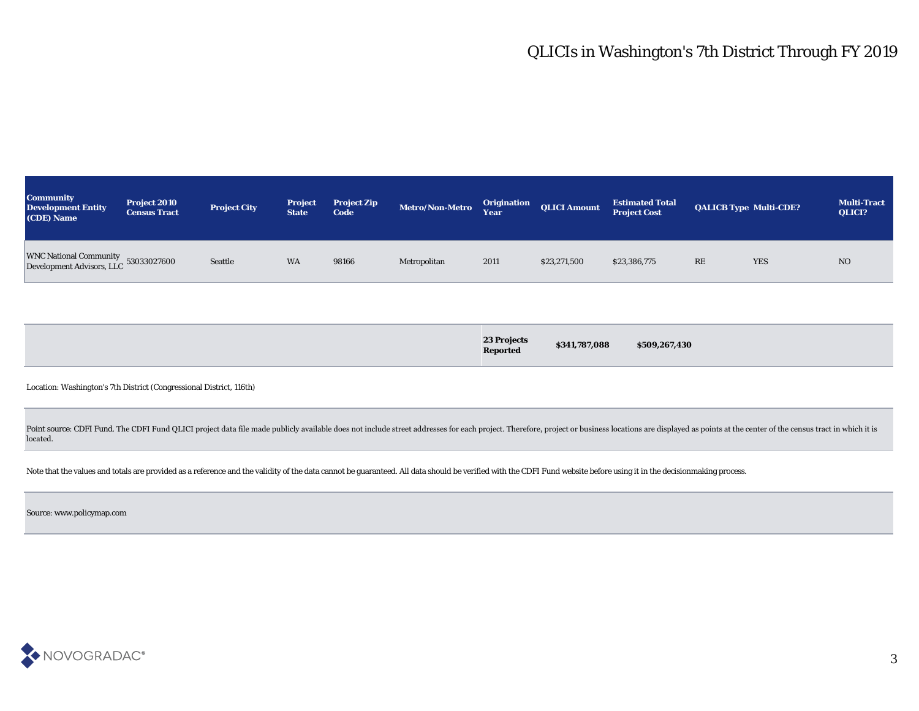# QLICIs in Washington's 7th District Through FY 2019

| Community Development Entity (CDE) Name | Project 2010 Census Tract | Project City | Project State | Project Zip Code | Metro/Non-Metro | Origination Year | QLICI Amount | Estimated Total Project Cost | QALICB Type | Multi-CDE? | Multi-Tract QLICI? |
|---|---|---|---|---|---|---|---|---|---|---|---|
| WNC National Community Development Advisors, LLC | 53033027600 | Seattle | WA | 98166 | Metropolitan | 2011 | $23,271,500 | $23,386,775 | RE | YES | NO |
| | | | | | | 23 Projects Reported | $341,787,088 | $509,267,430 | | | |

Location: Washington's 7th District (Congressional District, 116th)

Point source: CDFI Fund. The CDFI Fund QLICI project data file made publicly available does not include street addresses for each project. Therefore, project or business locations are displayed as points at the center of the census tract in which it is located.

Note that the values and totals are provided as a reference and the validity of the data cannot be guaranteed. All data should be verified with the CDFI Fund website before using it in the decisionmaking process.

Source: www.policymap.com

NOVOGRADAC®